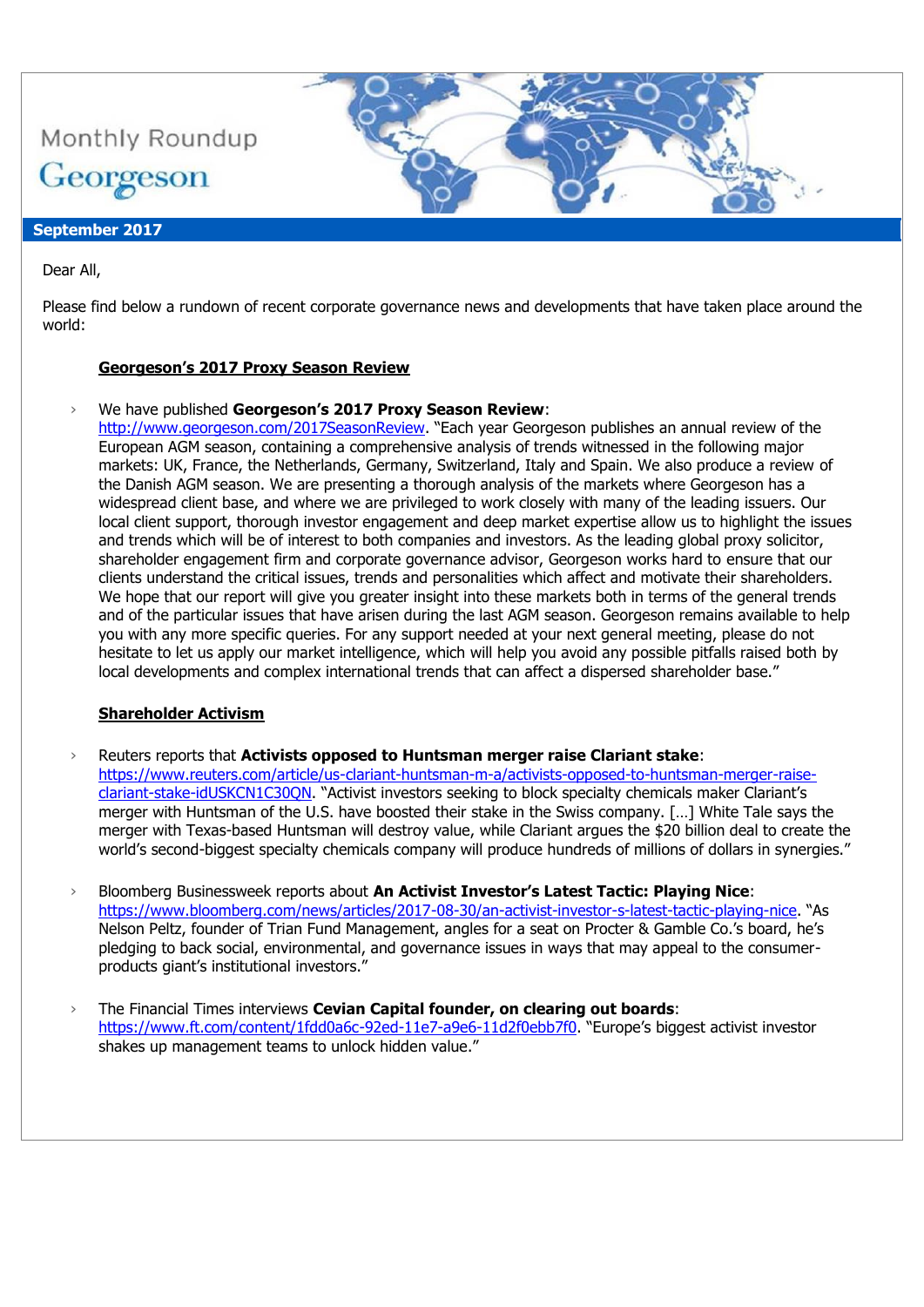Monthly Roundup

Georgeson

**September 2017**

Dear All,

Please find below a rundown of recent corporate governance news and developments that have taken place around the world:

## Georgeson's 2017 Proxy Season Review

- We have published **Georgeson's 2017 Proxy Season Review**: http://www.georgeson.com/2017SeasonReview. "Each year Georgeson publishes an annual review of the European AGM season, containing a comprehensive analysis of trends witnessed in the following major markets: UK, France, the Netherlands, Germany, Switzerland, Italy and Spain. We also produce a review of the Danish AGM season. We are presenting a thorough analysis of the markets where Georgeson has a widespread client base, and where we are privileged to work closely with many of the leading issuers. Our local client support, thorough investor engagement and deep market expertise allow us to highlight the issues and trends which will be of interest to both companies and investors. As the leading global proxy solicitor, shareholder engagement firm and corporate governance advisor, Georgeson works hard to ensure that our clients understand the critical issues, trends and personalities which affect and motivate their shareholders. We hope that our report will give you greater insight into these markets both in terms of the general trends and of the particular issues that have arisen during the last AGM season. Georgeson remains available to help you with any more specific queries. For any support needed at your next general meeting, please do not hesitate to let us apply our market intelligence, which will help you avoid any possible pitfalls raised both by local developments and complex international trends that can affect a dispersed shareholder base."

## Shareholder Activism

- Reuters reports that **Activists opposed to Huntsman merger raise Clariant stake**: https://www.reuters.com/article/us-clariant-huntsman-m-a/activists-opposed-to-huntsman-merger-raise-clariant-stake-idUSKCN1C30QN. "Activist investors seeking to block specialty chemicals maker Clariant's merger with Huntsman of the U.S. have boosted their stake in the Swiss company. […] White Tale says the merger with Texas-based Huntsman will destroy value, while Clariant argues the $20 billion deal to create the world's second-biggest specialty chemicals company will produce hundreds of millions of dollars in synergies."

- Bloomberg Businessweek reports about **An Activist Investor's Latest Tactic: Playing Nice**: https://www.bloomberg.com/news/articles/2017-08-30/an-activist-investor-s-latest-tactic-playing-nice. "As Nelson Peltz, founder of Trian Fund Management, angles for a seat on Procter & Gamble Co.'s board, he's pledging to back social, environmental, and governance issues in ways that may appeal to the consumer-products giant's institutional investors."

- The Financial Times interviews **Cevian Capital founder, on clearing out boards**: https://www.ft.com/content/1fdd0a6c-92ed-11e7-a9e6-11d2f0ebb7f0. "Europe's biggest activist investor shakes up management teams to unlock hidden value."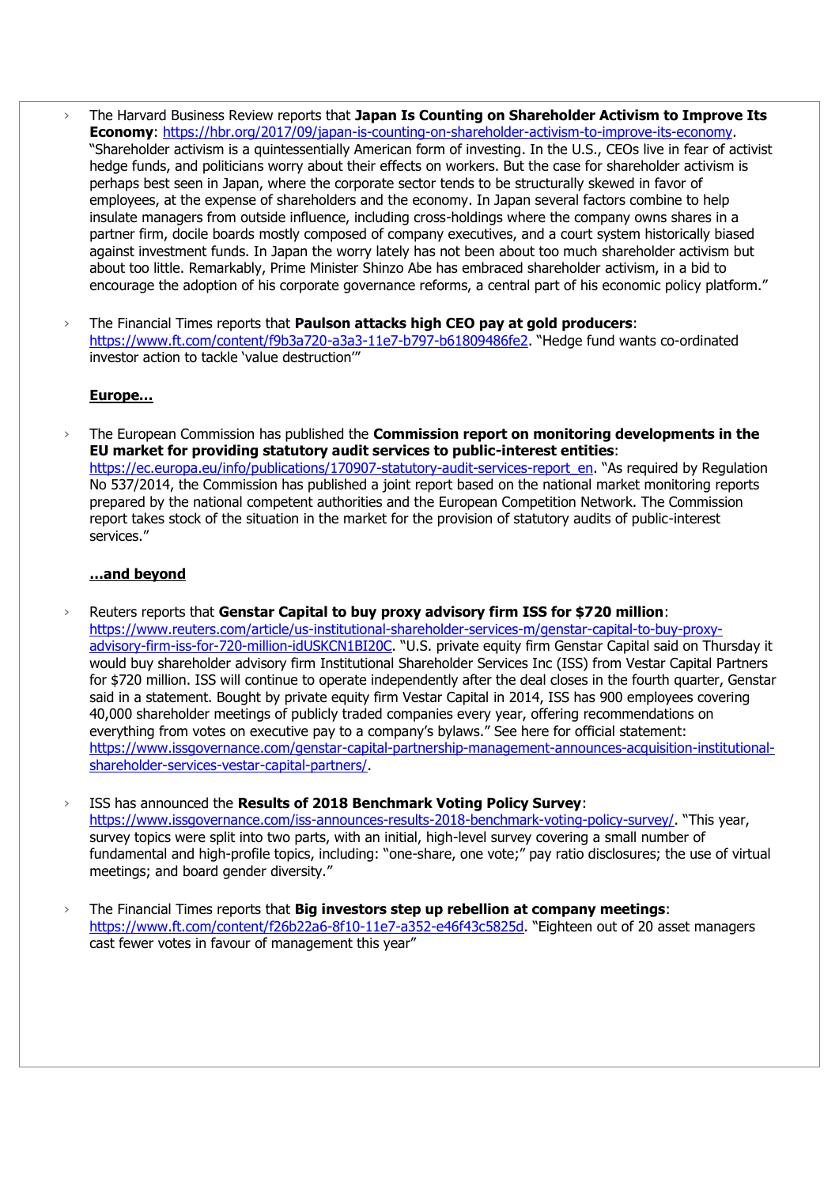- The Harvard Business Review reports that **Japan Is Counting on Shareholder Activism to Improve Its Economy**: https://hbr.org/2017/09/japan-is-counting-on-shareholder-activism-to-improve-its-economy. "Shareholder activism is a quintessentially American form of investing. In the U.S., CEOs live in fear of activist hedge funds, and politicians worry about their effects on workers. But the case for shareholder activism is perhaps best seen in Japan, where the corporate sector tends to be structurally skewed in favor of employees, at the expense of shareholders and the economy. In Japan several factors combine to help insulate managers from outside influence, including cross-holdings where the company owns shares in a partner firm, docile boards mostly composed of company executives, and a court system historically biased against investment funds. In Japan the worry lately has not been about too much shareholder activism but about too little. Remarkably, Prime Minister Shinzo Abe has embraced shareholder activism, in a bid to encourage the adoption of his corporate governance reforms, a central part of his economic policy platform."

- The Financial Times reports that **Paulson attacks high CEO pay at gold producers**: https://www.ft.com/content/f9b3a720-a3a3-11e7-b797-b61809486fe2. "Hedge fund wants co-ordinated investor action to tackle 'value destruction'"

**Europe…**

- The European Commission has published the **Commission report on monitoring developments in the EU market for providing statutory audit services to public-interest entities**: https://ec.europa.eu/info/publications/170907-statutory-audit-services-report_en. "As required by Regulation No 537/2014, the Commission has published a joint report based on the national market monitoring reports prepared by the national competent authorities and the European Competition Network. The Commission report takes stock of the situation in the market for the provision of statutory audits of public-interest services."

**…and beyond**

- Reuters reports that **Genstar Capital to buy proxy advisory firm ISS for $720 million**: https://www.reuters.com/article/us-institutional-shareholder-services-m/genstar-capital-to-buy-proxy-advisory-firm-iss-for-720-million-idUSKCN1BI20C. "U.S. private equity firm Genstar Capital said on Thursday it would buy shareholder advisory firm Institutional Shareholder Services Inc (ISS) from Vestar Capital Partners for $720 million. ISS will continue to operate independently after the deal closes in the fourth quarter, Genstar said in a statement. Bought by private equity firm Vestar Capital in 2014, ISS has 900 employees covering 40,000 shareholder meetings of publicly traded companies every year, offering recommendations on everything from votes on executive pay to a company's bylaws." See here for official statement: https://www.issgovernance.com/genstar-capital-partnership-management-announces-acquisition-institutional-shareholder-services-vestar-capital-partners/.

- ISS has announced the **Results of 2018 Benchmark Voting Policy Survey**: https://www.issgovernance.com/iss-announces-results-2018-benchmark-voting-policy-survey/. "This year, survey topics were split into two parts, with an initial, high-level survey covering a small number of fundamental and high-profile topics, including: "one-share, one vote;" pay ratio disclosures; the use of virtual meetings; and board gender diversity."

- The Financial Times reports that **Big investors step up rebellion at company meetings**: https://www.ft.com/content/f26b22a6-8f10-11e7-a352-e46f43c5825d. "Eighteen out of 20 asset managers cast fewer votes in favour of management this year"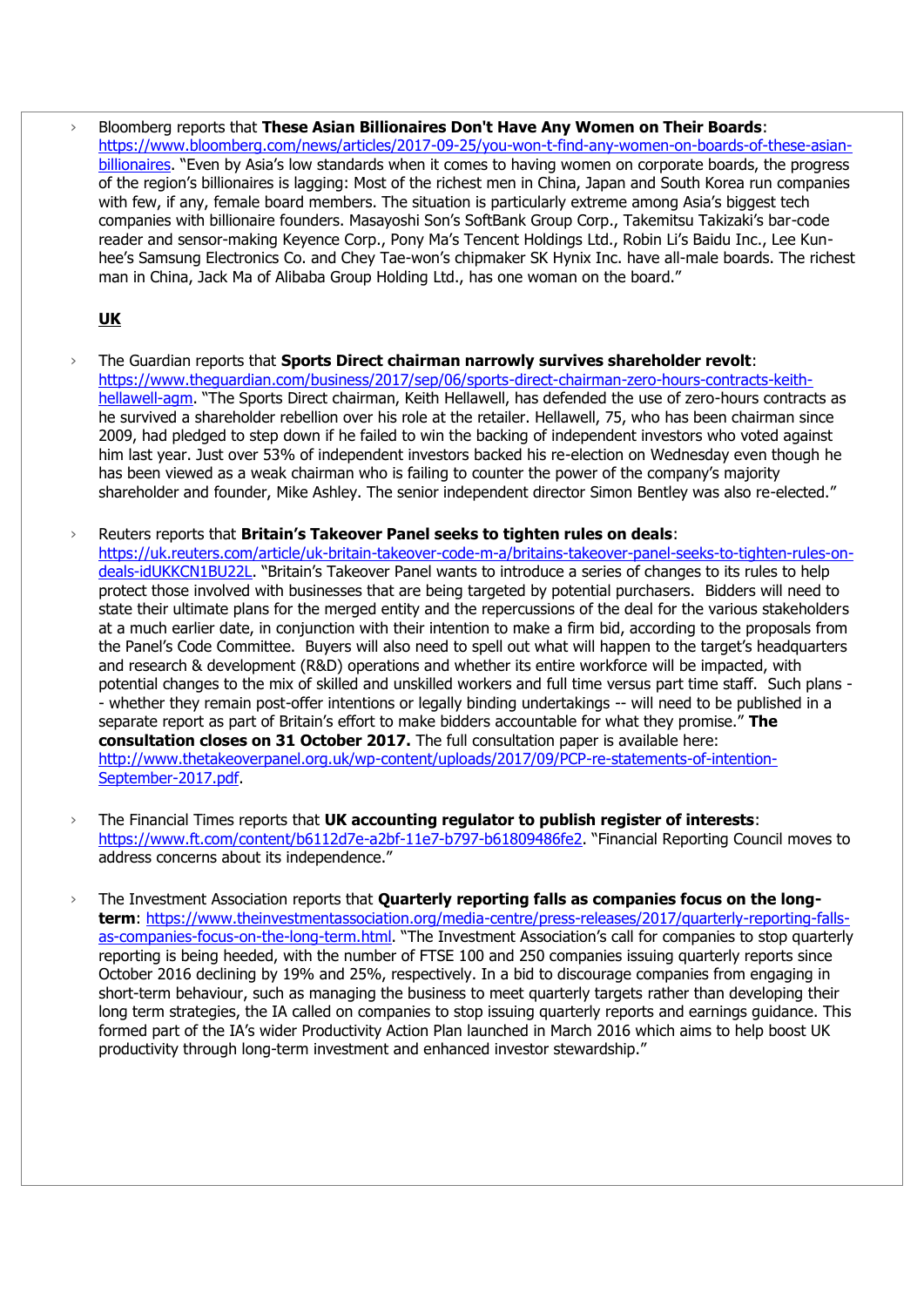- Bloomberg reports that **These Asian Billionaires Don't Have Any Women on Their Boards**: https://www.bloomberg.com/news/articles/2017-09-25/you-won-t-find-any-women-on-boards-of-these-asian-billionaires. "Even by Asia's low standards when it comes to having women on corporate boards, the progress of the region's billionaires is lagging: Most of the richest men in China, Japan and South Korea run companies with few, if any, female board members. The situation is particularly extreme among Asia's biggest tech companies with billionaire founders. Masayoshi Son's SoftBank Group Corp., Takemitsu Takizaki's bar-code reader and sensor-making Keyence Corp., Pony Ma's Tencent Holdings Ltd., Robin Li's Baidu Inc., Lee Kun-hee's Samsung Electronics Co. and Chey Tae-won's chipmaker SK Hynix Inc. have all-male boards. The richest man in China, Jack Ma of Alibaba Group Holding Ltd., has one woman on the board."

## UK

- The Guardian reports that **Sports Direct chairman narrowly survives shareholder revolt**: https://www.theguardian.com/business/2017/sep/06/sports-direct-chairman-zero-hours-contracts-keith-hellawell-agm. "The Sports Direct chairman, Keith Hellawell, has defended the use of zero-hours contracts as he survived a shareholder rebellion over his role at the retailer. Hellawell, 75, who has been chairman since 2009, had pledged to step down if he failed to win the backing of independent investors who voted against him last year. Just over 53% of independent investors backed his re-election on Wednesday even though he has been viewed as a weak chairman who is failing to counter the power of the company's majority shareholder and founder, Mike Ashley. The senior independent director Simon Bentley was also re-elected."

- Reuters reports that **Britain's Takeover Panel seeks to tighten rules on deals**: https://uk.reuters.com/article/uk-britain-takeover-code-m-a/britains-takeover-panel-seeks-to-tighten-rules-on-deals-idUKKCN1BU22L. "Britain's Takeover Panel wants to introduce a series of changes to its rules to help protect those involved with businesses that are being targeted by potential purchasers. Bidders will need to state their ultimate plans for the merged entity and the repercussions of the deal for the various stakeholders at a much earlier date, in conjunction with their intention to make a firm bid, according to the proposals from the Panel's Code Committee. Buyers will also need to spell out what will happen to the target's headquarters and research & development (R&D) operations and whether its entire workforce will be impacted, with potential changes to the mix of skilled and unskilled workers and full time versus part time staff. Such plans -- whether they remain post-offer intentions or legally binding undertakings -- will need to be published in a separate report as part of Britain's effort to make bidders accountable for what they promise." **The consultation closes on 31 October 2017.** The full consultation paper is available here: http://www.thetakeoverpanel.org.uk/wp-content/uploads/2017/09/PCP-re-statements-of-intention-September-2017.pdf.

- The Financial Times reports that **UK accounting regulator to publish register of interests**: https://www.ft.com/content/b6112d7e-a2bf-11e7-b797-b61809486fe2. "Financial Reporting Council moves to address concerns about its independence."

- The Investment Association reports that **Quarterly reporting falls as companies focus on the long-term**: https://www.theinvestmentassociation.org/media-centre/press-releases/2017/quarterly-reporting-falls-as-companies-focus-on-the-long-term.html. "The Investment Association's call for companies to stop quarterly reporting is being heeded, with the number of FTSE 100 and 250 companies issuing quarterly reports since October 2016 declining by 19% and 25%, respectively. In a bid to discourage companies from engaging in short-term behaviour, such as managing the business to meet quarterly targets rather than developing their long term strategies, the IA called on companies to stop issuing quarterly reports and earnings guidance. This formed part of the IA's wider Productivity Action Plan launched in March 2016 which aims to help boost UK productivity through long-term investment and enhanced investor stewardship."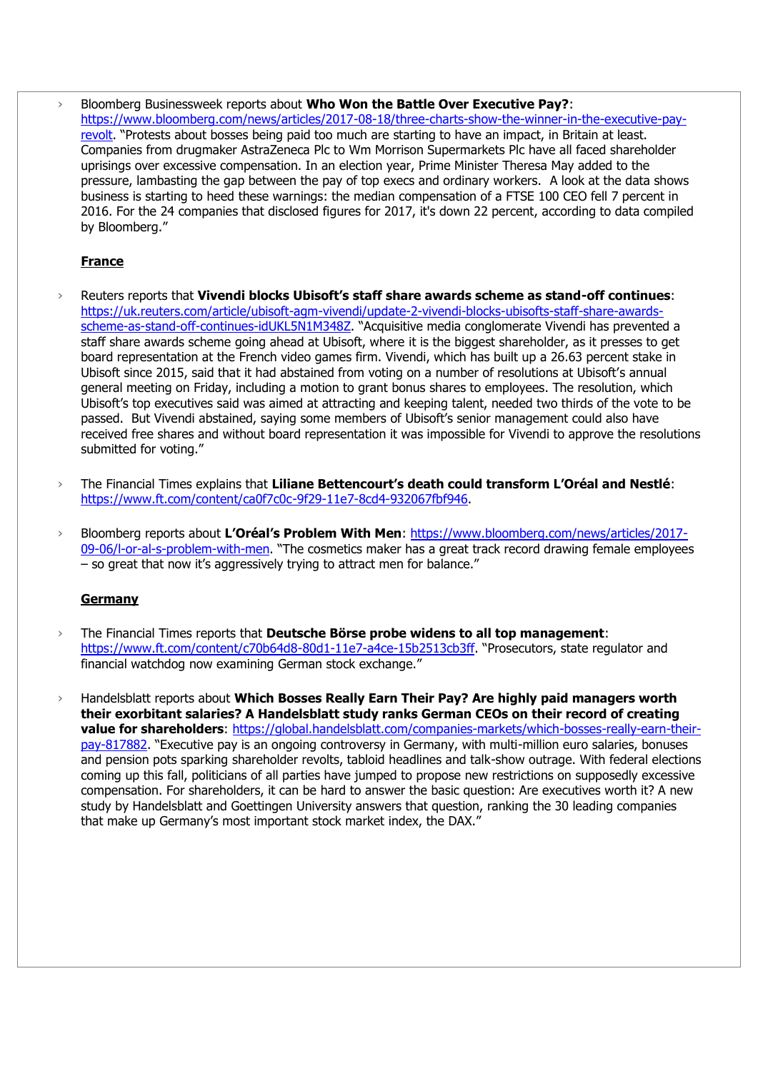- Bloomberg Businessweek reports about **Who Won the Battle Over Executive Pay?**: https://www.bloomberg.com/news/articles/2017-08-18/three-charts-show-the-winner-in-the-executive-pay-revolt. "Protests about bosses being paid too much are starting to have an impact, in Britain at least. Companies from drugmaker AstraZeneca Plc to Wm Morrison Supermarkets Plc have all faced shareholder uprisings over excessive compensation. In an election year, Prime Minister Theresa May added to the pressure, lambasting the gap between the pay of top execs and ordinary workers. A look at the data shows business is starting to heed these warnings: the median compensation of a FTSE 100 CEO fell 7 percent in 2016. For the 24 companies that disclosed figures for 2017, it's down 22 percent, according to data compiled by Bloomberg."

**France**

- Reuters reports that **Vivendi blocks Ubisoft's staff share awards scheme as stand-off continues**: https://uk.reuters.com/article/ubisoft-agm-vivendi/update-2-vivendi-blocks-ubisofts-staff-share-awards-scheme-as-stand-off-continues-idUKL5N1M348Z. "Acquisitive media conglomerate Vivendi has prevented a staff share awards scheme going ahead at Ubisoft, where it is the biggest shareholder, as it presses to get board representation at the French video games firm. Vivendi, which has built up a 26.63 percent stake in Ubisoft since 2015, said that it had abstained from voting on a number of resolutions at Ubisoft's annual general meeting on Friday, including a motion to grant bonus shares to employees. The resolution, which Ubisoft's top executives said was aimed at attracting and keeping talent, needed two thirds of the vote to be passed. But Vivendi abstained, saying some members of Ubisoft's senior management could also have received free shares and without board representation it was impossible for Vivendi to approve the resolutions submitted for voting."

- The Financial Times explains that **Liliane Bettencourt's death could transform L'Oréal and Nestlé**: https://www.ft.com/content/ca0f7c0c-9f29-11e7-8cd4-932067fbf946.

- Bloomberg reports about **L'Oréal's Problem With Men**: https://www.bloomberg.com/news/articles/2017-09-06/l-or-al-s-problem-with-men. "The cosmetics maker has a great track record drawing female employees – so great that now it's aggressively trying to attract men for balance."

**Germany**

- The Financial Times reports that **Deutsche Börse probe widens to all top management**: https://www.ft.com/content/c70b64d8-80d1-11e7-a4ce-15b2513cb3ff. "Prosecutors, state regulator and financial watchdog now examining German stock exchange."

- Handelsblatt reports about **Which Bosses Really Earn Their Pay? Are highly paid managers worth their exorbitant salaries? A Handelsblatt study ranks German CEOs on their record of creating value for shareholders**: https://global.handelsblatt.com/companies-markets/which-bosses-really-earn-their-pay-817882. "Executive pay is an ongoing controversy in Germany, with multi-million euro salaries, bonuses and pension pots sparking shareholder revolts, tabloid headlines and talk-show outrage. With federal elections coming up this fall, politicians of all parties have jumped to propose new restrictions on supposedly excessive compensation. For shareholders, it can be hard to answer the basic question: Are executives worth it? A new study by Handelsblatt and Goettingen University answers that question, ranking the 30 leading companies that make up Germany's most important stock market index, the DAX."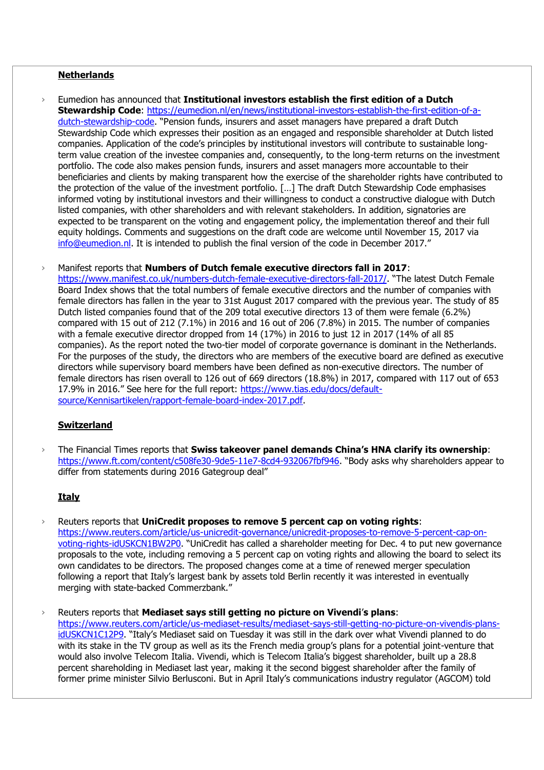**Netherlands**

- Eumedion has announced that **Institutional investors establish the first edition of a Dutch Stewardship Code**: https://eumedion.nl/en/news/institutional-investors-establish-the-first-edition-of-a-dutch-stewardship-code. "Pension funds, insurers and asset managers have prepared a draft Dutch Stewardship Code which expresses their position as an engaged and responsible shareholder at Dutch listed companies. Application of the code's principles by institutional investors will contribute to sustainable long-term value creation of the investee companies and, consequently, to the long-term returns on the investment portfolio. The code also makes pension funds, insurers and asset managers more accountable to their beneficiaries and clients by making transparent how the exercise of the shareholder rights have contributed to the protection of the value of the investment portfolio. […] The draft Dutch Stewardship Code emphasises informed voting by institutional investors and their willingness to conduct a constructive dialogue with Dutch listed companies, with other shareholders and with relevant stakeholders. In addition, signatories are expected to be transparent on the voting and engagement policy, the implementation thereof and their full equity holdings. Comments and suggestions on the draft code are welcome until November 15, 2017 via info@eumedion.nl. It is intended to publish the final version of the code in December 2017."

- Manifest reports that **Numbers of Dutch female executive directors fall in 2017**: https://www.manifest.co.uk/numbers-dutch-female-executive-directors-fall-2017/. "The latest Dutch Female Board Index shows that the total numbers of female executive directors and the number of companies with female directors has fallen in the year to 31st August 2017 compared with the previous year. The study of 85 Dutch listed companies found that of the 209 total executive directors 13 of them were female (6.2%) compared with 15 out of 212 (7.1%) in 2016 and 16 out of 206 (7.8%) in 2015. The number of companies with a female executive director dropped from 14 (17%) in 2016 to just 12 in 2017 (14% of all 85 companies). As the report noted the two-tier model of corporate governance is dominant in the Netherlands. For the purposes of the study, the directors who are members of the executive board are defined as executive directors while supervisory board members have been defined as non-executive directors. The number of female directors has risen overall to 126 out of 669 directors (18.8%) in 2017, compared with 117 out of 653 17.9% in 2016." See here for the full report: https://www.tias.edu/docs/default-source/Kennisartikelen/rapport-female-board-index-2017.pdf.

**Switzerland**

- The Financial Times reports that **Swiss takeover panel demands China's HNA clarify its ownership**: https://www.ft.com/content/c508fe30-9de5-11e7-8cd4-932067fbf946. "Body asks why shareholders appear to differ from statements during 2016 Gategroup deal"

**Italy**

- Reuters reports that **UniCredit proposes to remove 5 percent cap on voting rights**: https://www.reuters.com/article/us-unicredit-governance/unicredit-proposes-to-remove-5-percent-cap-on-voting-rights-idUSKCN1BW2P0. "UniCredit has called a shareholder meeting for Dec. 4 to put new governance proposals to the vote, including removing a 5 percent cap on voting rights and allowing the board to select its own candidates to be directors. The proposed changes come at a time of renewed merger speculation following a report that Italy's largest bank by assets told Berlin recently it was interested in eventually merging with state-backed Commerzbank."

- Reuters reports that **Mediaset says still getting no picture on Vivendi's plans**: https://www.reuters.com/article/us-mediaset-results/mediaset-says-still-getting-no-picture-on-vivendis-plans-idUSKCN1C12P9. "Italy's Mediaset said on Tuesday it was still in the dark over what Vivendi planned to do with its stake in the TV group as well as its the French media group's plans for a potential joint-venture that would also involve Telecom Italia. Vivendi, which is Telecom Italia's biggest shareholder, built up a 28.8 percent shareholding in Mediaset last year, making it the second biggest shareholder after the family of former prime minister Silvio Berlusconi. But in April Italy's communications industry regulator (AGCOM) told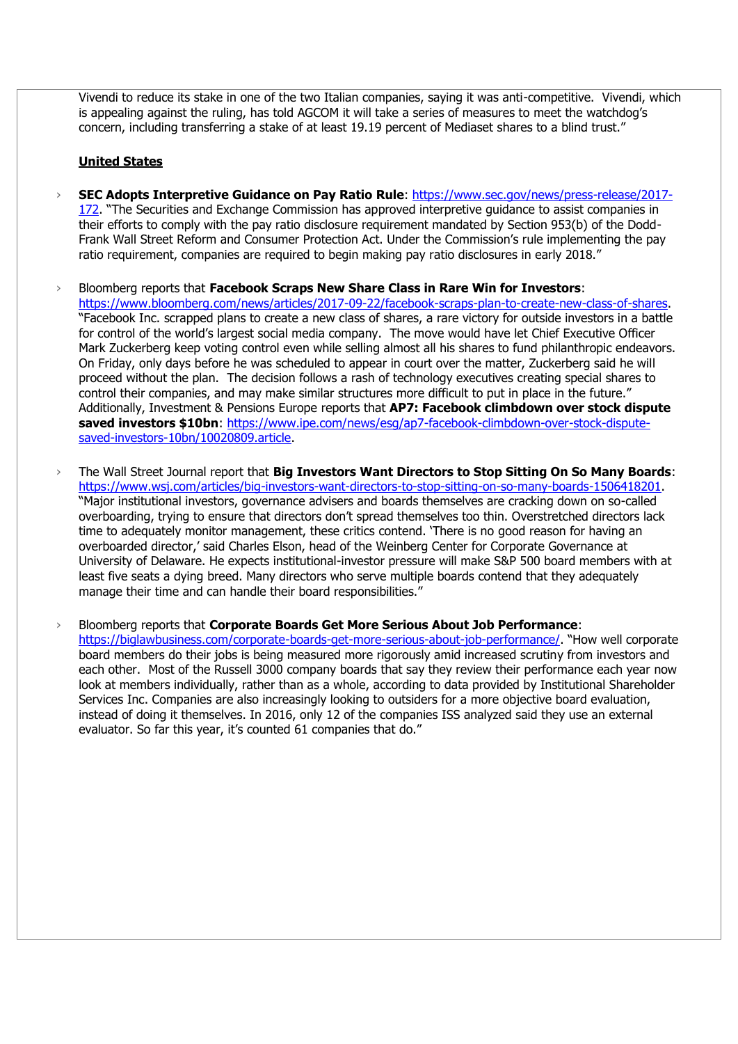Vivendi to reduce its stake in one of the two Italian companies, saying it was anti-competitive. Vivendi, which is appealing against the ruling, has told AGCOM it will take a series of measures to meet the watchdog's concern, including transferring a stake of at least 19.19 percent of Mediaset shares to a blind trust."

**United States**

- **SEC Adopts Interpretive Guidance on Pay Ratio Rule**: https://www.sec.gov/news/press-release/2017-172. "The Securities and Exchange Commission has approved interpretive guidance to assist companies in their efforts to comply with the pay ratio disclosure requirement mandated by Section 953(b) of the Dodd-Frank Wall Street Reform and Consumer Protection Act. Under the Commission's rule implementing the pay ratio requirement, companies are required to begin making pay ratio disclosures in early 2018."

- Bloomberg reports that **Facebook Scraps New Share Class in Rare Win for Investors**: https://www.bloomberg.com/news/articles/2017-09-22/facebook-scraps-plan-to-create-new-class-of-shares. "Facebook Inc. scrapped plans to create a new class of shares, a rare victory for outside investors in a battle for control of the world's largest social media company. The move would have let Chief Executive Officer Mark Zuckerberg keep voting control even while selling almost all his shares to fund philanthropic endeavors. On Friday, only days before he was scheduled to appear in court over the matter, Zuckerberg said he will proceed without the plan. The decision follows a rash of technology executives creating special shares to control their companies, and may make similar structures more difficult to put in place in the future." Additionally, Investment & Pensions Europe reports that **AP7: Facebook climbdown over stock dispute saved investors $10bn**: https://www.ipe.com/news/esg/ap7-facebook-climbdown-over-stock-dispute-saved-investors-10bn/10020809.article.

- The Wall Street Journal report that **Big Investors Want Directors to Stop Sitting On So Many Boards**: https://www.wsj.com/articles/big-investors-want-directors-to-stop-sitting-on-so-many-boards-1506418201. "Major institutional investors, governance advisers and boards themselves are cracking down on so-called overboarding, trying to ensure that directors don't spread themselves too thin. Overstretched directors lack time to adequately monitor management, these critics contend. 'There is no good reason for having an overboarded director,' said Charles Elson, head of the Weinberg Center for Corporate Governance at University of Delaware. He expects institutional-investor pressure will make S&P 500 board members with at least five seats a dying breed. Many directors who serve multiple boards contend that they adequately manage their time and can handle their board responsibilities."

- Bloomberg reports that **Corporate Boards Get More Serious About Job Performance**: https://biglawbusiness.com/corporate-boards-get-more-serious-about-job-performance/. "How well corporate board members do their jobs is being measured more rigorously amid increased scrutiny from investors and each other. Most of the Russell 3000 company boards that say they review their performance each year now look at members individually, rather than as a whole, according to data provided by Institutional Shareholder Services Inc. Companies are also increasingly looking to outsiders for a more objective board evaluation, instead of doing it themselves. In 2016, only 12 of the companies ISS analyzed said they use an external evaluator. So far this year, it's counted 61 companies that do."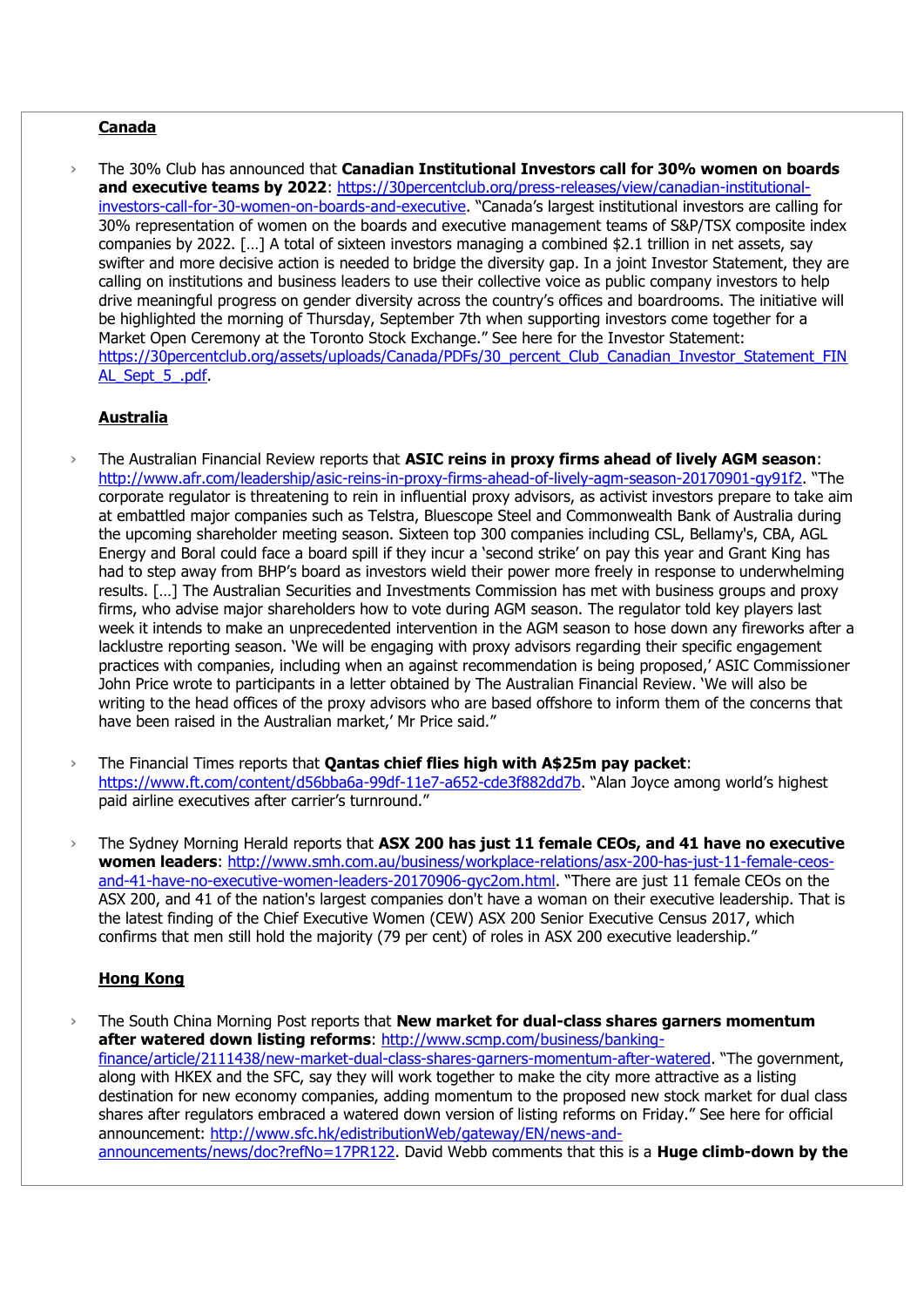**Canada**

- The 30% Club has announced that **Canadian Institutional Investors call for 30% women on boards and executive teams by 2022**: https://30percentclub.org/press-releases/view/canadian-institutional-investors-call-for-30-women-on-boards-and-executive. "Canada's largest institutional investors are calling for 30% representation of women on the boards and executive management teams of S&P/TSX composite index companies by 2022. […] A total of sixteen investors managing a combined $2.1 trillion in net assets, say swifter and more decisive action is needed to bridge the diversity gap. In a joint Investor Statement, they are calling on institutions and business leaders to use their collective voice as public company investors to help drive meaningful progress on gender diversity across the country's offices and boardrooms. The initiative will be highlighted the morning of Thursday, September 7th when supporting investors come together for a Market Open Ceremony at the Toronto Stock Exchange." See here for the Investor Statement: https://30percentclub.org/assets/uploads/Canada/PDFs/30_percent_Club_Canadian_Investor_Statement_FINAL_Sept_5_.pdf.

**Australia**

- The Australian Financial Review reports that **ASIC reins in proxy firms ahead of lively AGM season**: http://www.afr.com/leadership/asic-reins-in-proxy-firms-ahead-of-lively-agm-season-20170901-gy91f2. "The corporate regulator is threatening to rein in influential proxy advisors, as activist investors prepare to take aim at embattled major companies such as Telstra, Bluescope Steel and Commonwealth Bank of Australia during the upcoming shareholder meeting season. Sixteen top 300 companies including CSL, Bellamy's, CBA, AGL Energy and Boral could face a board spill if they incur a 'second strike' on pay this year and Grant King has had to step away from BHP's board as investors wield their power more freely in response to underwhelming results. […] The Australian Securities and Investments Commission has met with business groups and proxy firms, who advise major shareholders how to vote during AGM season. The regulator told key players last week it intends to make an unprecedented intervention in the AGM season to hose down any fireworks after a lacklustre reporting season. 'We will be engaging with proxy advisors regarding their specific engagement practices with companies, including when an against recommendation is being proposed,' ASIC Commissioner John Price wrote to participants in a letter obtained by The Australian Financial Review. 'We will also be writing to the head offices of the proxy advisors who are based offshore to inform them of the concerns that have been raised in the Australian market,' Mr Price said."

- The Financial Times reports that **Qantas chief flies high with A$25m pay packet**: https://www.ft.com/content/d56bba6a-99df-11e7-a652-cde3f882dd7b. "Alan Joyce among world's highest paid airline executives after carrier's turnround."

- The Sydney Morning Herald reports that **ASX 200 has just 11 female CEOs, and 41 have no executive women leaders**: http://www.smh.com.au/business/workplace-relations/asx-200-has-just-11-female-ceos-and-41-have-no-executive-women-leaders-20170906-gyc2om.html. "There are just 11 female CEOs on the ASX 200, and 41 of the nation's largest companies don't have a woman on their executive leadership. That is the latest finding of the Chief Executive Women (CEW) ASX 200 Senior Executive Census 2017, which confirms that men still hold the majority (79 per cent) of roles in ASX 200 executive leadership."

**Hong Kong**

- The South China Morning Post reports that **New market for dual-class shares garners momentum after watered down listing reforms**: http://www.scmp.com/business/banking-finance/article/2111438/new-market-dual-class-shares-garners-momentum-after-watered. "The government, along with HKEX and the SFC, say they will work together to make the city more attractive as a listing destination for new economy companies, adding momentum to the proposed new stock market for dual class shares after regulators embraced a watered down version of listing reforms on Friday." See here for official announcement: http://www.sfc.hk/edistributionWeb/gateway/EN/news-and-announcements/news/doc?refNo=17PR122. David Webb comments that this is a **Huge climb-down by the**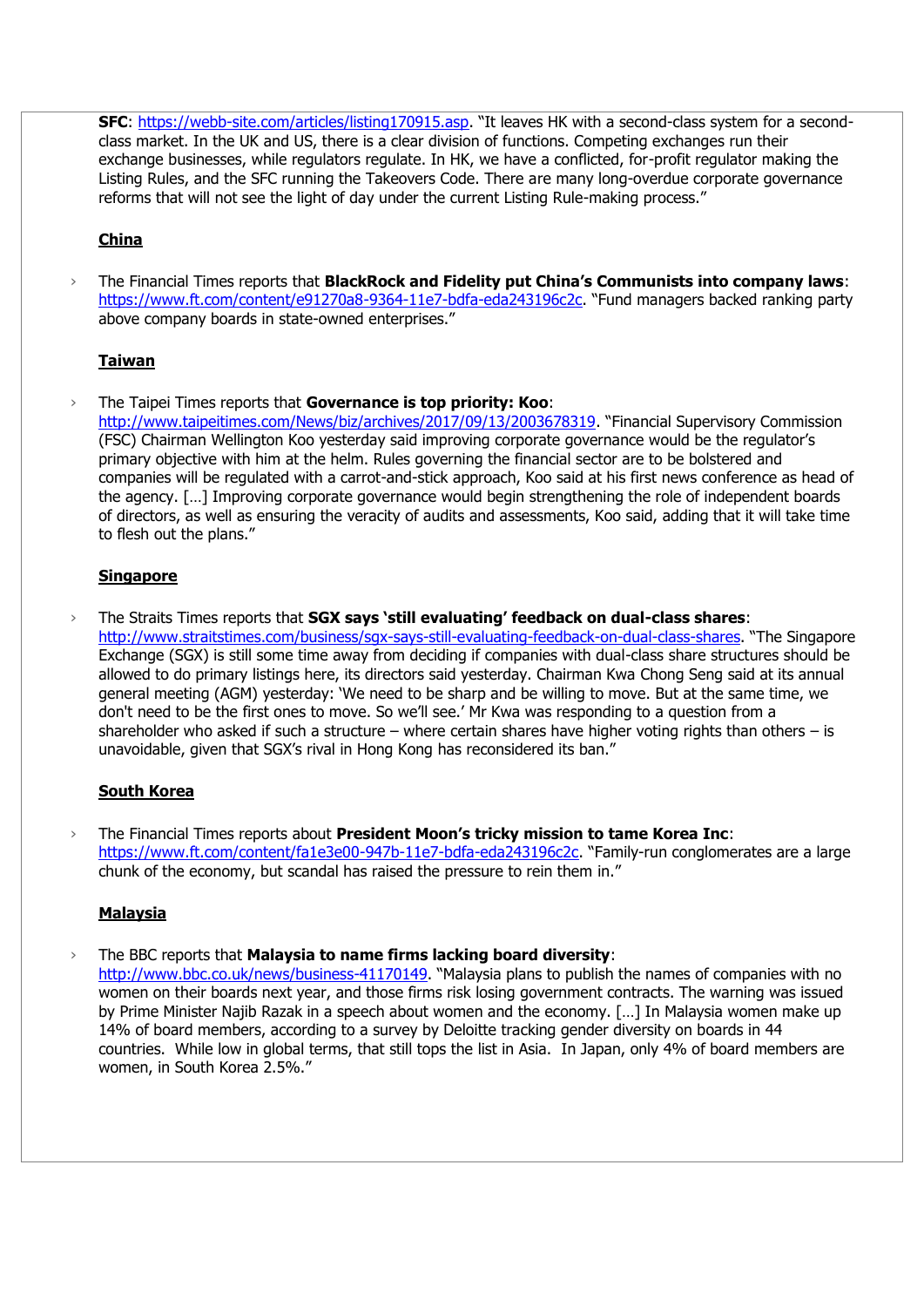**SFC**: https://webb-site.com/articles/listing170915.asp. "It leaves HK with a second-class system for a second-class market. In the UK and US, there is a clear division of functions. Competing exchanges run their exchange businesses, while regulators regulate. In HK, we have a conflicted, for-profit regulator making the Listing Rules, and the SFC running the Takeovers Code. There are many long-overdue corporate governance reforms that will not see the light of day under the current Listing Rule-making process."

## China

- The Financial Times reports that **BlackRock and Fidelity put China's Communists into company laws**: https://www.ft.com/content/e91270a8-9364-11e7-bdfa-eda243196c2c. "Fund managers backed ranking party above company boards in state-owned enterprises."

## Taiwan

- The Taipei Times reports that **Governance is top priority: Koo**: http://www.taipeitimes.com/News/biz/archives/2017/09/13/2003678319. "Financial Supervisory Commission (FSC) Chairman Wellington Koo yesterday said improving corporate governance would be the regulator's primary objective with him at the helm. Rules governing the financial sector are to be bolstered and companies will be regulated with a carrot-and-stick approach, Koo said at his first news conference as head of the agency. […] Improving corporate governance would begin strengthening the role of independent boards of directors, as well as ensuring the veracity of audits and assessments, Koo said, adding that it will take time to flesh out the plans."

## Singapore

- The Straits Times reports that **SGX says 'still evaluating' feedback on dual-class shares**: http://www.straitstimes.com/business/sgx-says-still-evaluating-feedback-on-dual-class-shares. "The Singapore Exchange (SGX) is still some time away from deciding if companies with dual-class share structures should be allowed to do primary listings here, its directors said yesterday. Chairman Kwa Chong Seng said at its annual general meeting (AGM) yesterday: 'We need to be sharp and be willing to move. But at the same time, we don't need to be the first ones to move. So we'll see.' Mr Kwa was responding to a question from a shareholder who asked if such a structure – where certain shares have higher voting rights than others – is unavoidable, given that SGX's rival in Hong Kong has reconsidered its ban."

## South Korea

- The Financial Times reports about **President Moon's tricky mission to tame Korea Inc**: https://www.ft.com/content/fa1e3e00-947b-11e7-bdfa-eda243196c2c. "Family-run conglomerates are a large chunk of the economy, but scandal has raised the pressure to rein them in."

## Malaysia

- The BBC reports that **Malaysia to name firms lacking board diversity**: http://www.bbc.co.uk/news/business-41170149. "Malaysia plans to publish the names of companies with no women on their boards next year, and those firms risk losing government contracts. The warning was issued by Prime Minister Najib Razak in a speech about women and the economy. […] In Malaysia women make up 14% of board members, according to a survey by Deloitte tracking gender diversity on boards in 44 countries. While low in global terms, that still tops the list in Asia. In Japan, only 4% of board members are women, in South Korea 2.5%."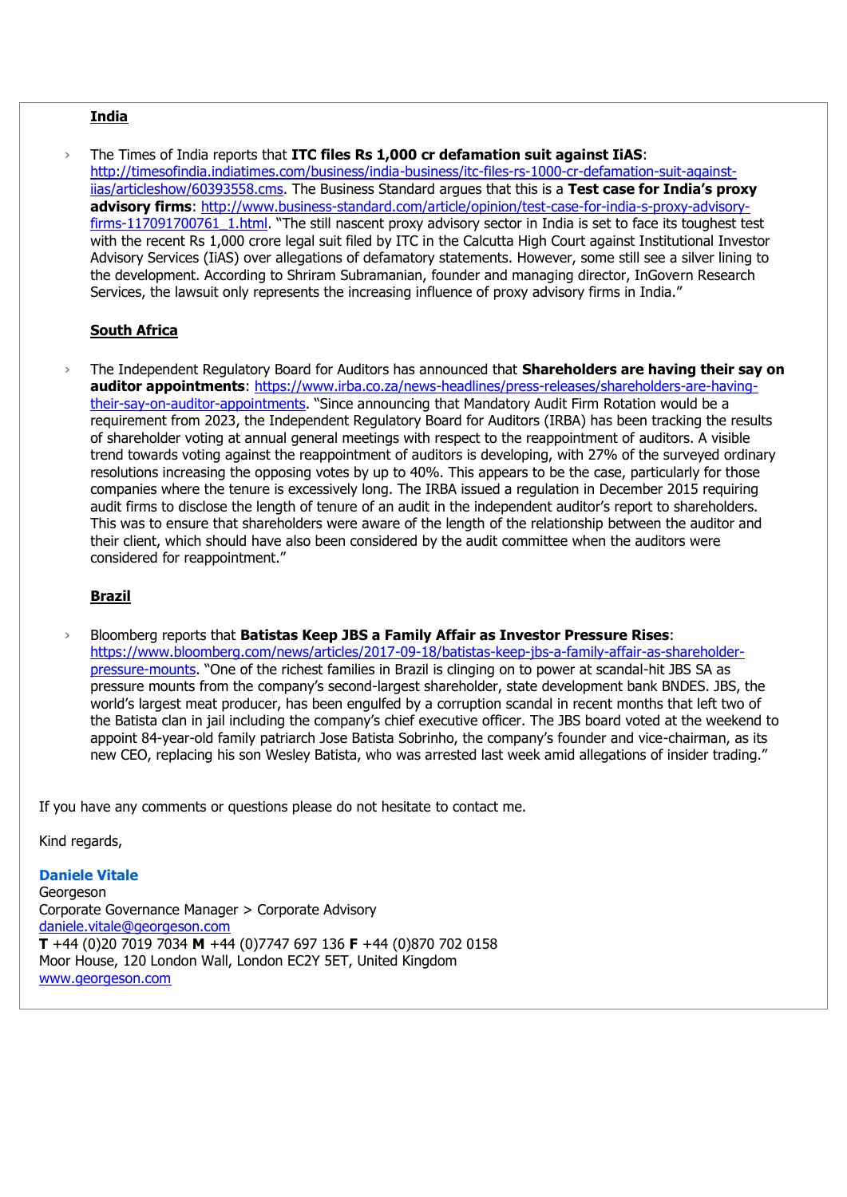**India**

- The Times of India reports that **ITC files Rs 1,000 cr defamation suit against IiAS**: http://timesofindia.indiatimes.com/business/india-business/itc-files-rs-1000-cr-defamation-suit-against-iias/articleshow/60393558.cms. The Business Standard argues that this is a **Test case for India's proxy advisory firms**: http://www.business-standard.com/article/opinion/test-case-for-india-s-proxy-advisory-firms-117091700761_1.html. "The still nascent proxy advisory sector in India is set to face its toughest test with the recent Rs 1,000 crore legal suit filed by ITC in the Calcutta High Court against Institutional Investor Advisory Services (IiAS) over allegations of defamatory statements. However, some still see a silver lining to the development. According to Shriram Subramanian, founder and managing director, InGovern Research Services, the lawsuit only represents the increasing influence of proxy advisory firms in India."

**South Africa**

- The Independent Regulatory Board for Auditors has announced that **Shareholders are having their say on auditor appointments**: https://www.irba.co.za/news-headlines/press-releases/shareholders-are-having-their-say-on-auditor-appointments. "Since announcing that Mandatory Audit Firm Rotation would be a requirement from 2023, the Independent Regulatory Board for Auditors (IRBA) has been tracking the results of shareholder voting at annual general meetings with respect to the reappointment of auditors. A visible trend towards voting against the reappointment of auditors is developing, with 27% of the surveyed ordinary resolutions increasing the opposing votes by up to 40%. This appears to be the case, particularly for those companies where the tenure is excessively long. The IRBA issued a regulation in December 2015 requiring audit firms to disclose the length of tenure of an audit in the independent auditor's report to shareholders. This was to ensure that shareholders were aware of the length of the relationship between the auditor and their client, which should have also been considered by the audit committee when the auditors were considered for reappointment."

**Brazil**

- Bloomberg reports that **Batistas Keep JBS a Family Affair as Investor Pressure Rises**: https://www.bloomberg.com/news/articles/2017-09-18/batistas-keep-jbs-a-family-affair-as-shareholder-pressure-mounts. "One of the richest families in Brazil is clinging on to power at scandal-hit JBS SA as pressure mounts from the company's second-largest shareholder, state development bank BNDES. JBS, the world's largest meat producer, has been engulfed by a corruption scandal in recent months that left two of the Batista clan in jail including the company's chief executive officer. The JBS board voted at the weekend to appoint 84-year-old family patriarch Jose Batista Sobrinho, the company's founder and vice-chairman, as its new CEO, replacing his son Wesley Batista, who was arrested last week amid allegations of insider trading."

If you have any comments or questions please do not hesitate to contact me.

Kind regards,

**Daniele Vitale**
Georgeson
Corporate Governance Manager > Corporate Advisory
daniele.vitale@georgeson.com
**T** +44 (0)20 7019 7034 **M** +44 (0)7747 697 136 **F** +44 (0)870 702 0158
Moor House, 120 London Wall, London EC2Y 5ET, United Kingdom
www.georgeson.com